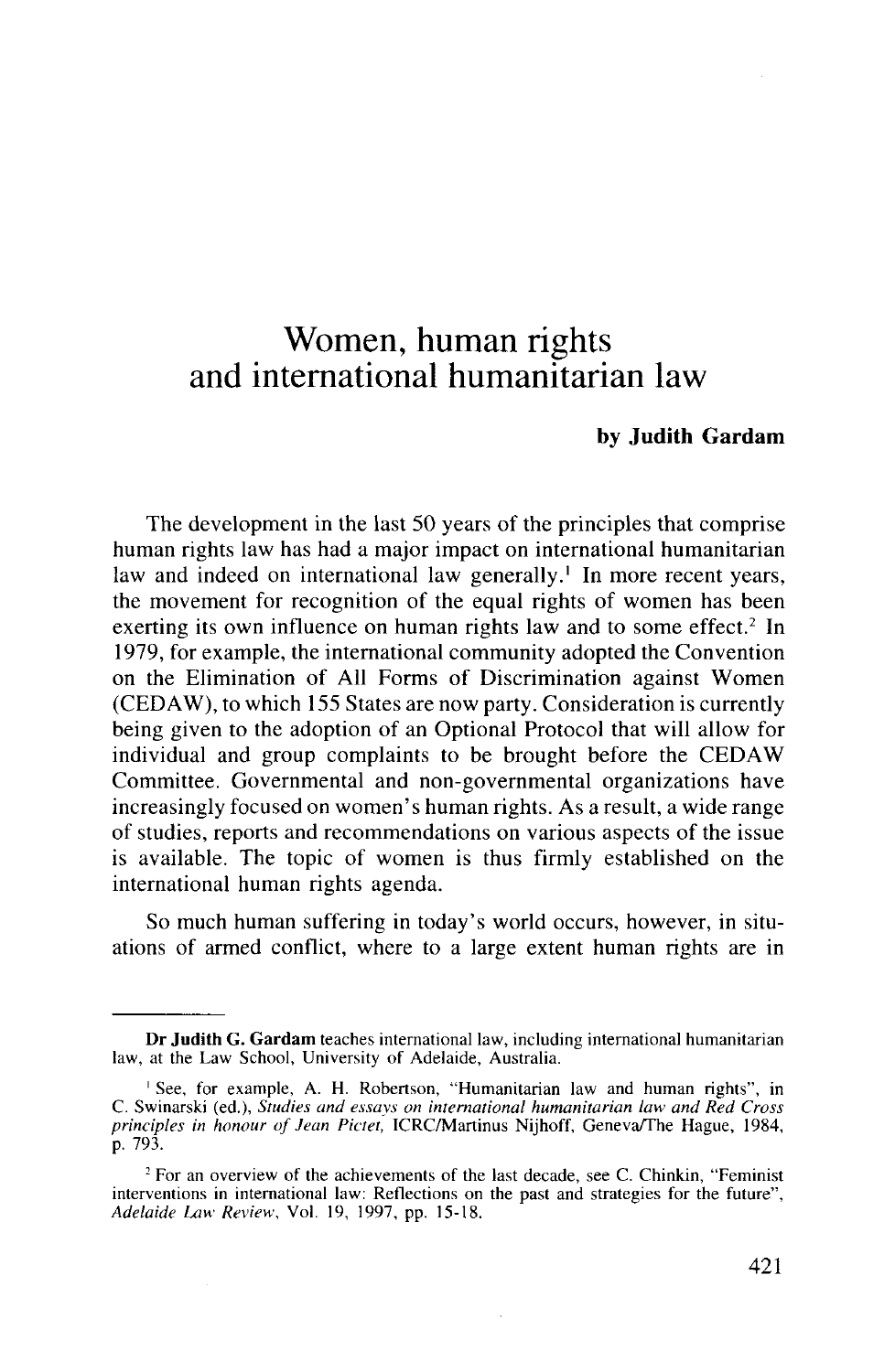# Women, human rights and international humanitarian law

**by Judith Gardam**

The development in the last 50 years of the principles that comprise human rights law has had a major impact on international humanitarian law and indeed on international law generally.[1] In more recent years, the movement for recognition of the equal rights of women has been exerting its own influence on human rights law and to some effect.[2] In 1979, for example, the international community adopted the Convention on the Elimination of All Forms of Discrimination against Women (CEDAW), to which 155 States are now party. Consideration is currently being given to the adoption of an Optional Protocol that will allow for individual and group complaints to be brought before the CEDAW Committee. Governmental and non-governmental organizations have increasingly focused on women's human rights. As a result, a wide range of studies, reports and recommendations on various aspects of the issue is available. The topic of women is thus firmly established on the international human rights agenda.

So much human suffering in today's world occurs, however, in situations of armed conflict, where to a large extent human rights are in

---

**Dr Judith G. Gardam** teaches international law, including international humanitarian law, at the Law School, University of Adelaide, Australia.

[1] See, for example, A. H. Robertson, "Humanitarian law and human rights", in C. Swinarski (ed.), *Studies and essays on international humanitarian law and Red Cross principles in honour of Jean Pictet,* ICRC/Martinus Nijhoff, Geneva/The Hague, 1984, p. 793.

[2] For an overview of the achievements of the last decade, see C. Chinkin, "Feminist interventions in international law: Reflections on the past and strategies for the future", *Adelaide Law Review*, Vol. 19, 1997, pp. 15-18.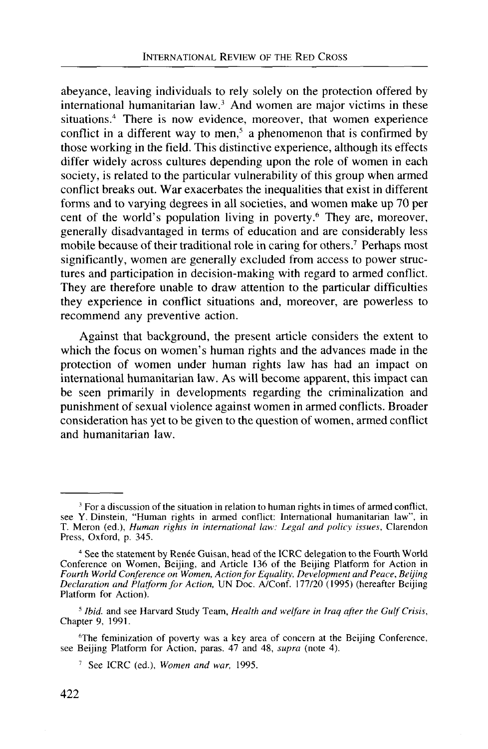abeyance, leaving individuals to rely solely on the protection offered by international humanitarian law.[3] And women are major victims in these situations.[4] There is now evidence, moreover, that women experience conflict in a different way to men,[5] a phenomenon that is confirmed by those working in the field. This distinctive experience, although its effects differ widely across cultures depending upon the role of women in each society, is related to the particular vulnerability of this group when armed conflict breaks out. War exacerbates the inequalities that exist in different forms and to varying degrees in all societies, and women make up 70 per cent of the world's population living in poverty.[6] They are, moreover, generally disadvantaged in terms of education and are considerably less mobile because of their traditional role in caring for others.[7] Perhaps most significantly, women are generally excluded from access to power structures and participation in decision-making with regard to armed conflict. They are therefore unable to draw attention to the particular difficulties they experience in conflict situations and, moreover, are powerless to recommend any preventive action.

Against that background, the present article considers the extent to which the focus on women's human rights and the advances made in the protection of women under human rights law has had an impact on international humanitarian law. As will become apparent, this impact can be seen primarily in developments regarding the criminalization and punishment of sexual violence against women in armed conflicts. Broader consideration has yet to be given to the question of women, armed conflict and humanitarian law.

---

[3] For a discussion of the situation in relation to human rights in times of armed conflict, see Y. Dinstein, "Human rights in armed conflict: International humanitarian law", in T. Meron (ed.), *Human rights in international law: Legal and policy issues*, Clarendon Press, Oxford, p. 345.

[4] See the statement by Renée Guisan, head of the ICRC delegation to the Fourth World Conference on Women, Beijing, and Article 136 of the Beijing Platform for Action in *Fourth World Conference on Women, Action for Equality, Development and Peace, Beijing Declaration and Platform for Action*, UN Doc. A/Conf. 177/20 (1995) (hereafter Beijing Platform for Action).

[5] *Ibid.* and see Harvard Study Team, *Health and welfare in Iraq after the Gulf Crisis*, Chapter 9, 1991.

[6] The feminization of poverty was a key area of concern at the Beijing Conference, see Beijing Platform for Action, paras. 47 and 48, *supra* (note 4).

[7] See ICRC (ed.), *Women and war*, 1995.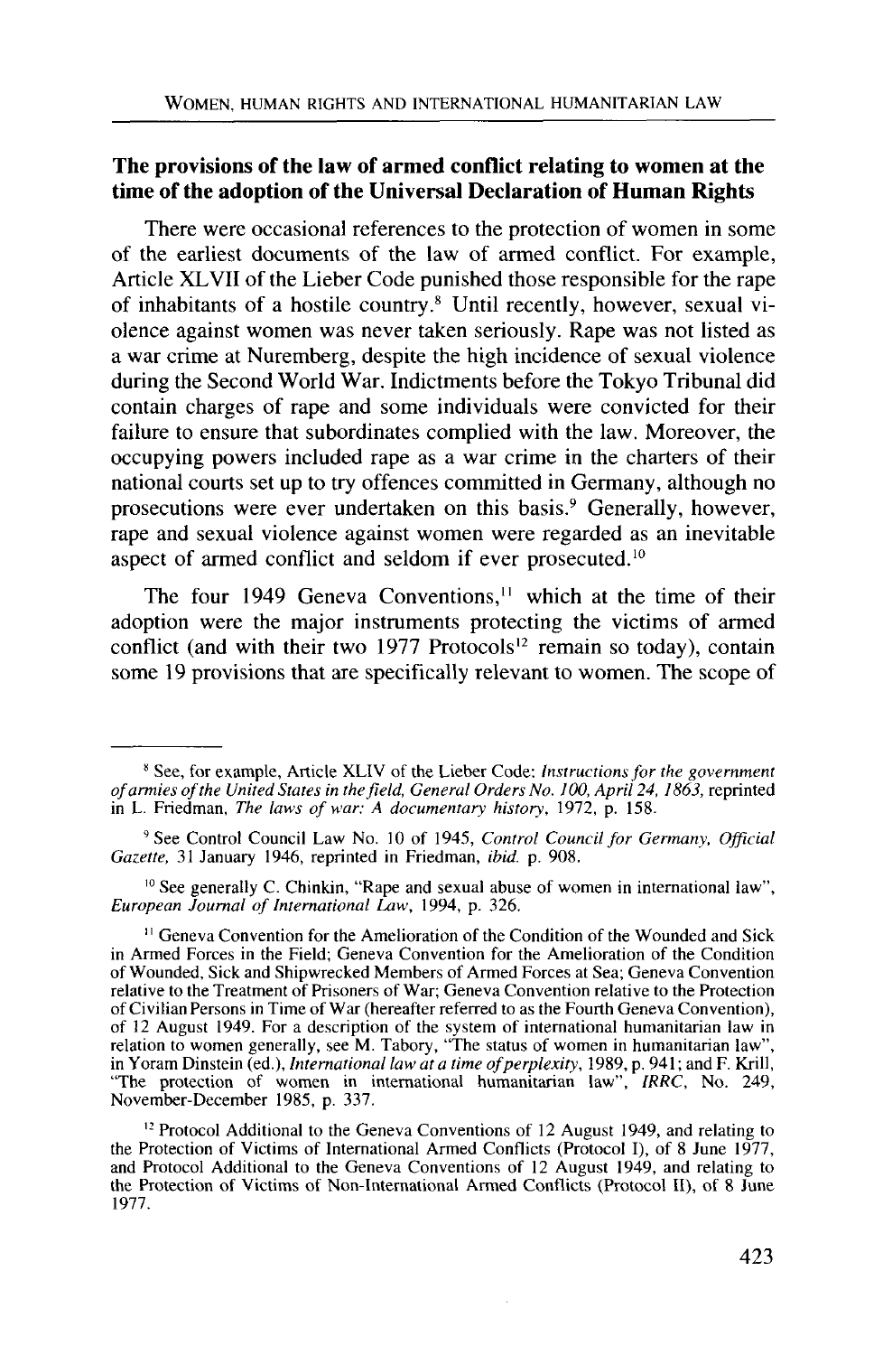## The provisions of the law of armed conflict relating to women at the time of the adoption of the Universal Declaration of Human Rights

There were occasional references to the protection of women in some of the earliest documents of the law of armed conflict. For example, Article XLVII of the Lieber Code punished those responsible for the rape of inhabitants of a hostile country.[8] Until recently, however, sexual violence against women was never taken seriously. Rape was not listed as a war crime at Nuremberg, despite the high incidence of sexual violence during the Second World War. Indictments before the Tokyo Tribunal did contain charges of rape and some individuals were convicted for their failure to ensure that subordinates complied with the law. Moreover, the occupying powers included rape as a war crime in the charters of their national courts set up to try offences committed in Germany, although no prosecutions were ever undertaken on this basis.[9] Generally, however, rape and sexual violence against women were regarded as an inevitable aspect of armed conflict and seldom if ever prosecuted.[10]

The four 1949 Geneva Conventions,[11] which at the time of their adoption were the major instruments protecting the victims of armed conflict (and with their two 1977 Protocols[12] remain so today), contain some 19 provisions that are specifically relevant to women. The scope of

---

[8] See, for example, Article XLIV of the Lieber Code: *Instructions for the government of armies of the United States in the field, General Orders No. 100, April 24, 1863,* reprinted in L. Friedman, *The laws of war: A documentary history*, 1972, p. 158.

[9] See Control Council Law No. 10 of 1945, *Control Council for Germany, Official Gazette,* 31 January 1946, reprinted in Friedman, *ibid.* p. 908.

[10] See generally C. Chinkin, "Rape and sexual abuse of women in international law", *European Journal of International Law*, 1994, p. 326.

[11] Geneva Convention for the Amelioration of the Condition of the Wounded and Sick in Armed Forces in the Field; Geneva Convention for the Amelioration of the Condition of Wounded, Sick and Shipwrecked Members of Armed Forces at Sea; Geneva Convention relative to the Treatment of Prisoners of War; Geneva Convention relative to the Protection of Civilian Persons in Time of War (hereafter referred to as the Fourth Geneva Convention), of 12 August 1949. For a description of the system of international humanitarian law in relation to women generally, see M. Tabory, "The status of women in humanitarian law", in Yoram Dinstein (ed.), *International law at a time of perplexity*, 1989, p. 941; and F. Krill, "The protection of women in international humanitarian law", *IRRC*, No. 249, November-December 1985, p. 337.

[12] Protocol Additional to the Geneva Conventions of 12 August 1949, and relating to the Protection of Victims of International Armed Conflicts (Protocol I), of 8 June 1977, and Protocol Additional to the Geneva Conventions of 12 August 1949, and relating to the Protection of Victims of Non-International Armed Conflicts (Protocol II), of 8 June 1977.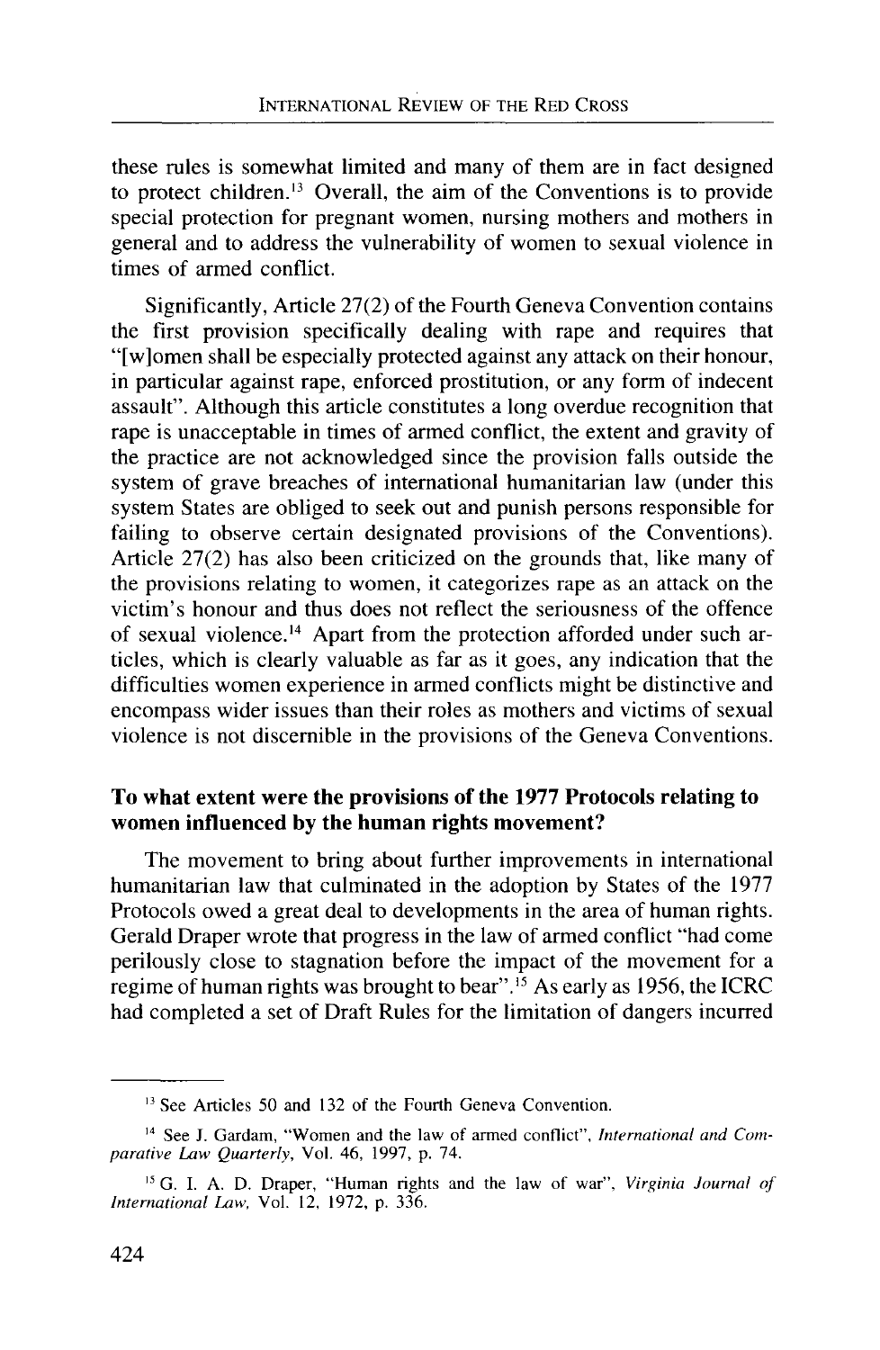these rules is somewhat limited and many of them are in fact designed to protect children.[13] Overall, the aim of the Conventions is to provide special protection for pregnant women, nursing mothers and mothers in general and to address the vulnerability of women to sexual violence in times of armed conflict.

Significantly, Article 27(2) of the Fourth Geneva Convention contains the first provision specifically dealing with rape and requires that "[w]omen shall be especially protected against any attack on their honour, in particular against rape, enforced prostitution, or any form of indecent assault". Although this article constitutes a long overdue recognition that rape is unacceptable in times of armed conflict, the extent and gravity of the practice are not acknowledged since the provision falls outside the system of grave breaches of international humanitarian law (under this system States are obliged to seek out and punish persons responsible for failing to observe certain designated provisions of the Conventions). Article 27(2) has also been criticized on the grounds that, like many of the provisions relating to women, it categorizes rape as an attack on the victim's honour and thus does not reflect the seriousness of the offence of sexual violence.[14] Apart from the protection afforded under such articles, which is clearly valuable as far as it goes, any indication that the difficulties women experience in armed conflicts might be distinctive and encompass wider issues than their roles as mothers and victims of sexual violence is not discernible in the provisions of the Geneva Conventions.

## To what extent were the provisions of the 1977 Protocols relating to women influenced by the human rights movement?

The movement to bring about further improvements in international humanitarian law that culminated in the adoption by States of the 1977 Protocols owed a great deal to developments in the area of human rights. Gerald Draper wrote that progress in the law of armed conflict "had come perilously close to stagnation before the impact of the movement for a regime of human rights was brought to bear".[15] As early as 1956, the ICRC had completed a set of Draft Rules for the limitation of dangers incurred

---

[13] See Articles 50 and 132 of the Fourth Geneva Convention.

[14] See J. Gardam, "Women and the law of armed conflict", *International and Comparative Law Quarterly*, Vol. 46, 1997, p. 74.

[15] G. I. A. D. Draper, "Human rights and the law of war", *Virginia Journal of International Law*, Vol. 12, 1972, p. 336.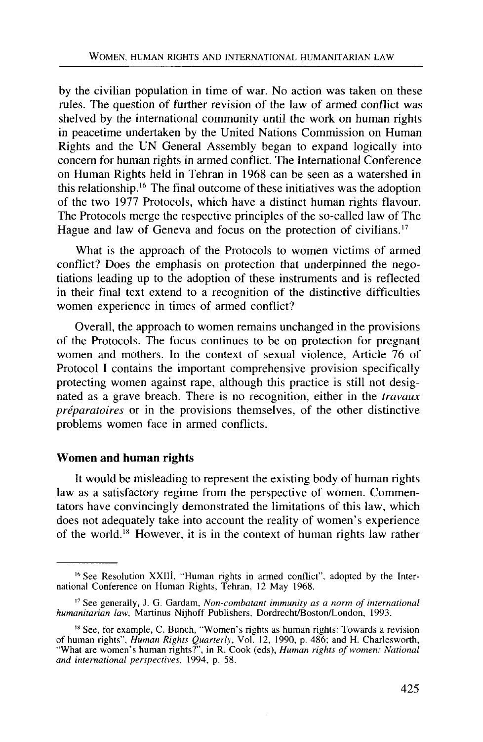by the civilian population in time of war. No action was taken on these rules. The question of further revision of the law of armed conflict was shelved by the international community until the work on human rights in peacetime undertaken by the United Nations Commission on Human Rights and the UN General Assembly began to expand logically into concern for human rights in armed conflict. The International Conference on Human Rights held in Tehran in 1968 can be seen as a watershed in this relationship.[16] The final outcome of these initiatives was the adoption of the two 1977 Protocols, which have a distinct human rights flavour. The Protocols merge the respective principles of the so-called law of The Hague and law of Geneva and focus on the protection of civilians.[17]

What is the approach of the Protocols to women victims of armed conflict? Does the emphasis on protection that underpinned the negotiations leading up to the adoption of these instruments and is reflected in their final text extend to a recognition of the distinctive difficulties women experience in times of armed conflict?

Overall, the approach to women remains unchanged in the provisions of the Protocols. The focus continues to be on protection for pregnant women and mothers. In the context of sexual violence, Article 76 of Protocol I contains the important comprehensive provision specifically protecting women against rape, although this practice is still not designated as a grave breach. There is no recognition, either in the *travaux préparatoires* or in the provisions themselves, of the other distinctive problems women face in armed conflicts.

## Women and human rights

It would be misleading to represent the existing body of human rights law as a satisfactory regime from the perspective of women. Commentators have convincingly demonstrated the limitations of this law, which does not adequately take into account the reality of women's experience of the world.[18] However, it is in the context of human rights law rather

---

[16] See Resolution XXIII, "Human rights in armed conflict", adopted by the International Conference on Human Rights, Tehran, 12 May 1968.

[17] See generally, J. G. Gardam, *Non-combatant immunity as a norm of international humanitarian law*, Martinus Nijhoff Publishers, Dordrecht/Boston/London, 1993.

[18] See, for example, C. Bunch, "Women's rights as human rights: Towards a revision of human rights", *Human Rights Quarterly*, Vol. 12, 1990, p. 486; and H. Charlesworth, "What are women's human rights?", in R. Cook (eds), *Human rights of women: National and international perspectives*, 1994, p. 58.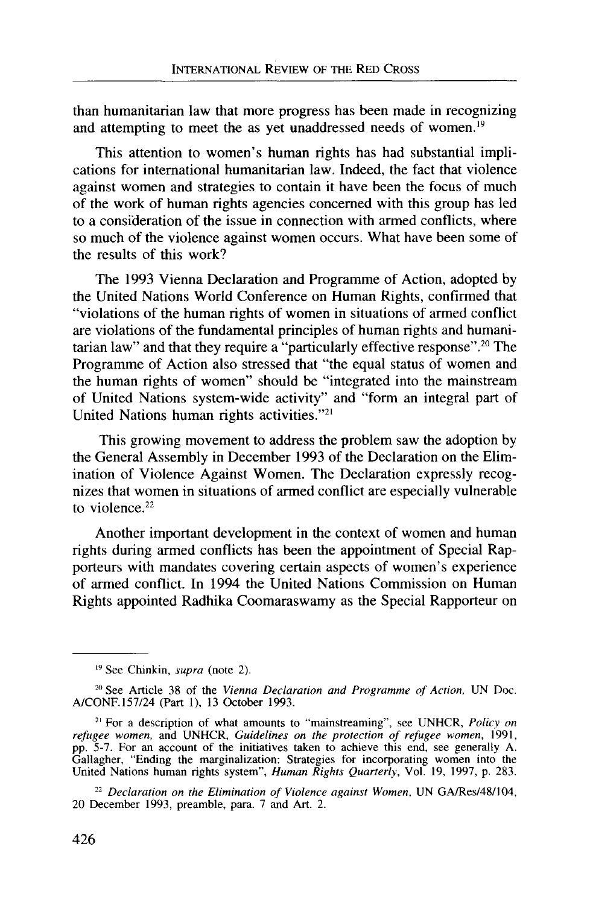than humanitarian law that more progress has been made in recognizing and attempting to meet the as yet unaddressed needs of women.[19]

This attention to women's human rights has had substantial implications for international humanitarian law. Indeed, the fact that violence against women and strategies to contain it have been the focus of much of the work of human rights agencies concerned with this group has led to a consideration of the issue in connection with armed conflicts, where so much of the violence against women occurs. What have been some of the results of this work?

The 1993 Vienna Declaration and Programme of Action, adopted by the United Nations World Conference on Human Rights, confirmed that "violations of the human rights of women in situations of armed conflict are violations of the fundamental principles of human rights and humanitarian law" and that they require a "particularly effective response".[20] The Programme of Action also stressed that "the equal status of women and the human rights of women" should be "integrated into the mainstream of United Nations system-wide activity" and "form an integral part of United Nations human rights activities."[21]

This growing movement to address the problem saw the adoption by the General Assembly in December 1993 of the Declaration on the Elimination of Violence Against Women. The Declaration expressly recognizes that women in situations of armed conflict are especially vulnerable to violence.[22]

Another important development in the context of women and human rights during armed conflicts has been the appointment of Special Rapporteurs with mandates covering certain aspects of women's experience of armed conflict. In 1994 the United Nations Commission on Human Rights appointed Radhika Coomaraswamy as the Special Rapporteur on

---

[19] See Chinkin, *supra* (note 2).

[20] See Article 38 of the *Vienna Declaration and Programme of Action*, UN Doc. A/CONF.157/24 (Part 1), 13 October 1993.

[21] For a description of what amounts to "mainstreaming", see UNHCR, *Policy on refugee women*, and UNHCR, *Guidelines on the protection of refugee women*, 1991, pp. 5-7. For an account of the initiatives taken to achieve this end, see generally A. Gallagher, "Ending the marginalization: Strategies for incorporating women into the United Nations human rights system", *Human Rights Quarterly*, Vol. 19, 1997, p. 283.

[22] *Declaration on the Elimination of Violence against Women*, UN GA/Res/48/104, 20 December 1993, preamble, para. 7 and Art. 2.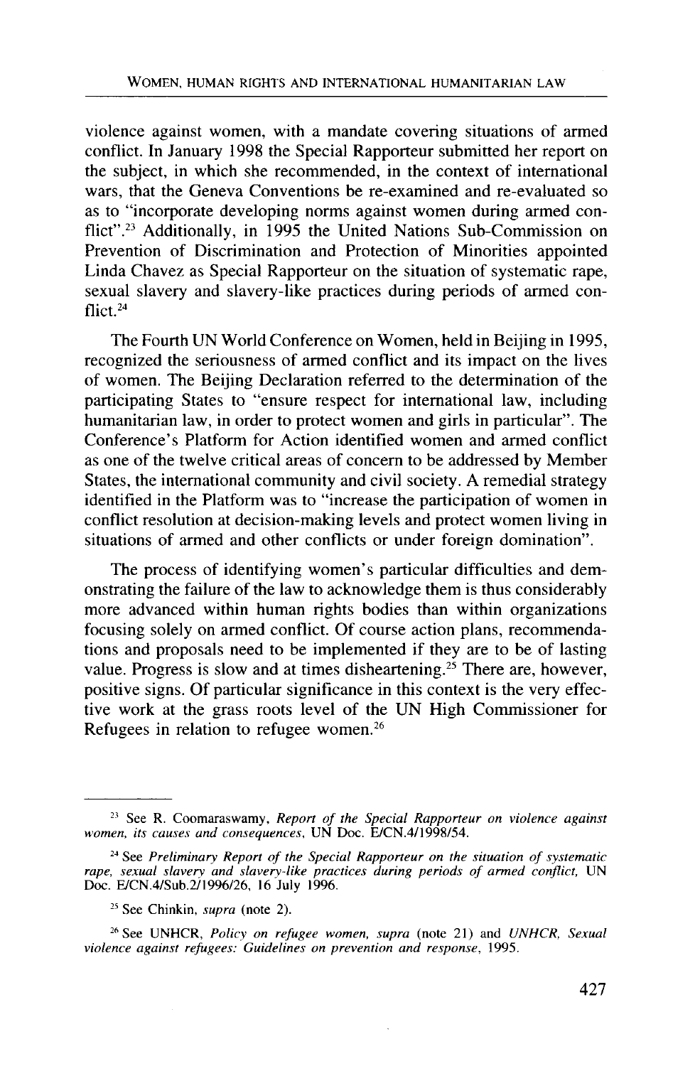violence against women, with a mandate covering situations of armed conflict. In January 1998 the Special Rapporteur submitted her report on the subject, in which she recommended, in the context of international wars, that the Geneva Conventions be re-examined and re-evaluated so as to "incorporate developing norms against women during armed conflict".[23] Additionally, in 1995 the United Nations Sub-Commission on Prevention of Discrimination and Protection of Minorities appointed Linda Chavez as Special Rapporteur on the situation of systematic rape, sexual slavery and slavery-like practices during periods of armed conflict.[24]

The Fourth UN World Conference on Women, held in Beijing in 1995, recognized the seriousness of armed conflict and its impact on the lives of women. The Beijing Declaration referred to the determination of the participating States to "ensure respect for international law, including humanitarian law, in order to protect women and girls in particular". The Conference's Platform for Action identified women and armed conflict as one of the twelve critical areas of concern to be addressed by Member States, the international community and civil society. A remedial strategy identified in the Platform was to "increase the participation of women in conflict resolution at decision-making levels and protect women living in situations of armed and other conflicts or under foreign domination".

The process of identifying women's particular difficulties and demonstrating the failure of the law to acknowledge them is thus considerably more advanced within human rights bodies than within organizations focusing solely on armed conflict. Of course action plans, recommendations and proposals need to be implemented if they are to be of lasting value. Progress is slow and at times disheartening.[25] There are, however, positive signs. Of particular significance in this context is the very effective work at the grass roots level of the UN High Commissioner for Refugees in relation to refugee women.[26]

---

[23] See R. Coomaraswamy, *Report of the Special Rapporteur on violence against women, its causes and consequences*, UN Doc. E/CN.4/1998/54.

[24] See *Preliminary Report of the Special Rapporteur on the situation of systematic rape, sexual slavery and slavery-like practices during periods of armed conflict*, UN Doc. E/CN.4/Sub.2/1996/26, 16 July 1996.

[25] See Chinkin, *supra* (note 2).

[26] See UNHCR, *Policy on refugee women, supra* (note 21) and *UNHCR, Sexual violence against refugees: Guidelines on prevention and response*, 1995.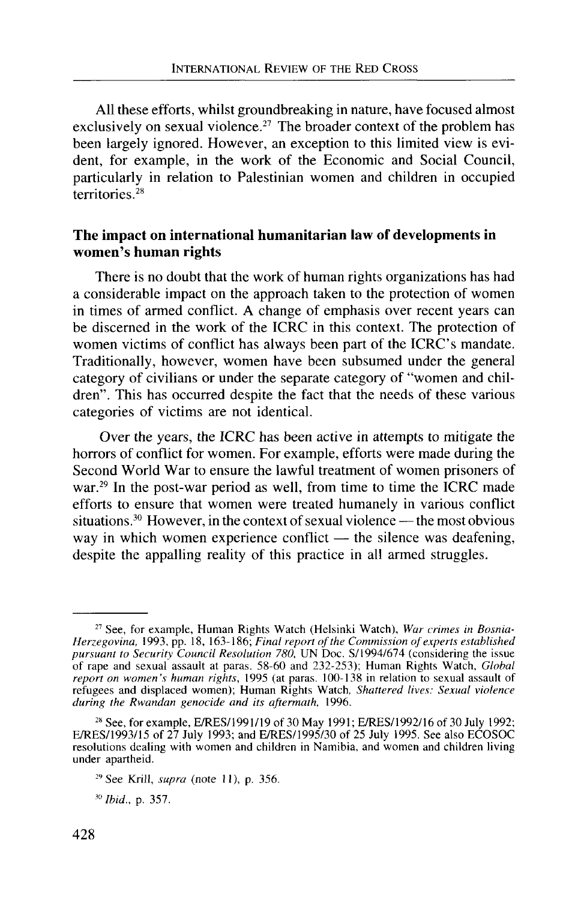All these efforts, whilst groundbreaking in nature, have focused almost exclusively on sexual violence.[27] The broader context of the problem has been largely ignored. However, an exception to this limited view is evident, for example, in the work of the Economic and Social Council, particularly in relation to Palestinian women and children in occupied territories.[28]

## The impact on international humanitarian law of developments in women's human rights

There is no doubt that the work of human rights organizations has had a considerable impact on the approach taken to the protection of women in times of armed conflict. A change of emphasis over recent years can be discerned in the work of the ICRC in this context. The protection of women victims of conflict has always been part of the ICRC's mandate. Traditionally, however, women have been subsumed under the general category of civilians or under the separate category of "women and children". This has occurred despite the fact that the needs of these various categories of victims are not identical.

Over the years, the ICRC has been active in attempts to mitigate the horrors of conflict for women. For example, efforts were made during the Second World War to ensure the lawful treatment of women prisoners of war.[29] In the post-war period as well, from time to time the ICRC made efforts to ensure that women were treated humanely in various conflict situations.[30] However, in the context of sexual violence — the most obvious way in which women experience conflict — the silence was deafening, despite the appalling reality of this practice in all armed struggles.

---

[27] See, for example, Human Rights Watch (Helsinki Watch), *War crimes in Bosnia-Herzegovina*, 1993, pp. 18, 163-186; *Final report of the Commission of experts established pursuant to Security Council Resolution 780*, UN Doc. S/1994/674 (considering the issue of rape and sexual assault at paras. 58-60 and 232-253); Human Rights Watch, *Global report on women's human rights*, 1995 (at paras. 100-138 in relation to sexual assault of refugees and displaced women); Human Rights Watch, *Shattered lives: Sexual violence during the Rwandan genocide and its aftermath*, 1996.

[28] See, for example, E/RES/1991/19 of 30 May 1991; E/RES/1992/16 of 30 July 1992; E/RES/1993/15 of 27 July 1993; and E/RES/1995/30 of 25 July 1995. See also ECOSOC resolutions dealing with women and children in Namibia, and women and children living under apartheid.

[29] See Krill, *supra* (note 11), p. 356.

[30] *Ibid.*, p. 357.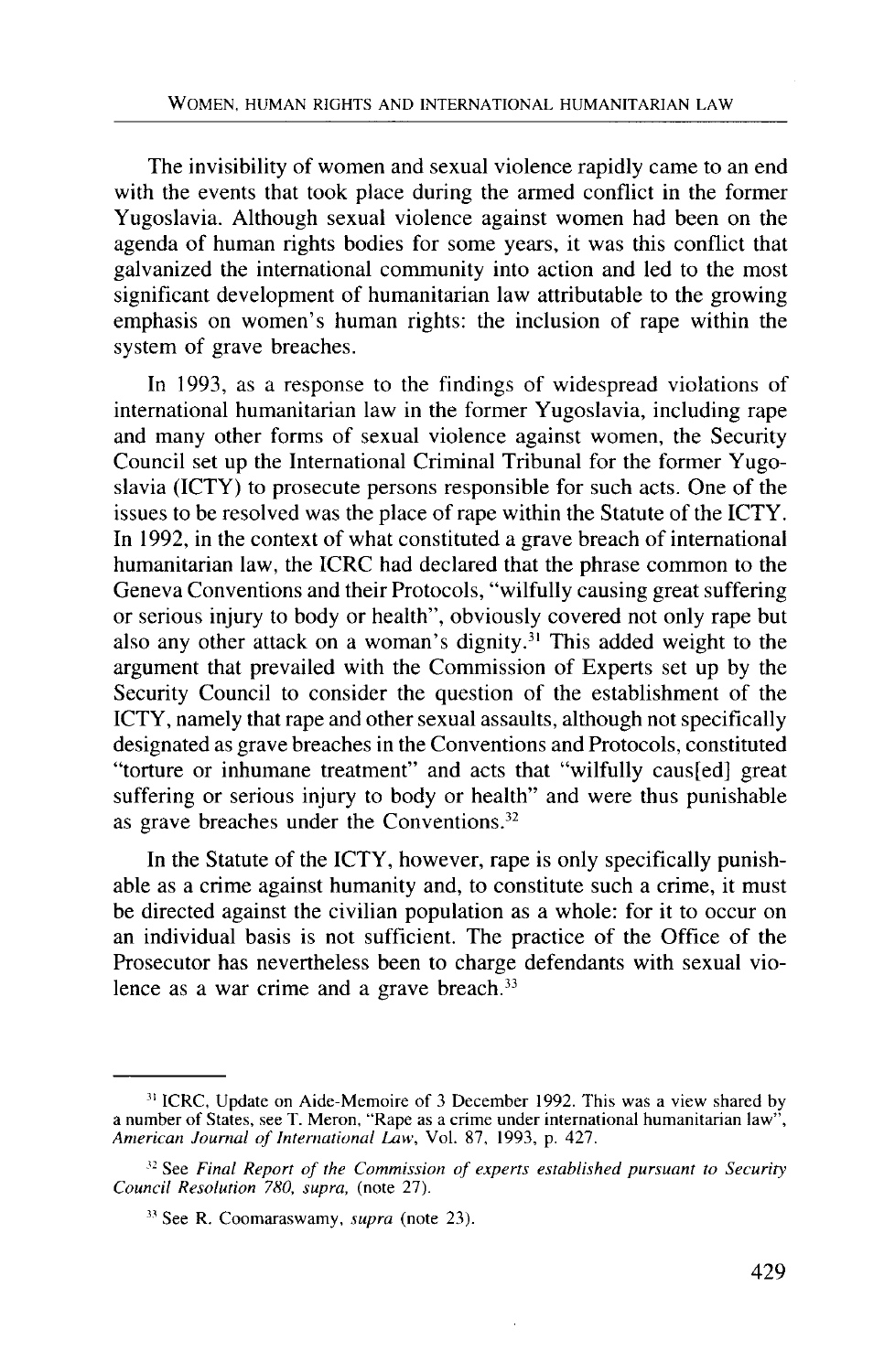The invisibility of women and sexual violence rapidly came to an end with the events that took place during the armed conflict in the former Yugoslavia. Although sexual violence against women had been on the agenda of human rights bodies for some years, it was this conflict that galvanized the international community into action and led to the most significant development of humanitarian law attributable to the growing emphasis on women's human rights: the inclusion of rape within the system of grave breaches.

In 1993, as a response to the findings of widespread violations of international humanitarian law in the former Yugoslavia, including rape and many other forms of sexual violence against women, the Security Council set up the International Criminal Tribunal for the former Yugoslavia (ICTY) to prosecute persons responsible for such acts. One of the issues to be resolved was the place of rape within the Statute of the ICTY. In 1992, in the context of what constituted a grave breach of international humanitarian law, the ICRC had declared that the phrase common to the Geneva Conventions and their Protocols, "wilfully causing great suffering or serious injury to body or health", obviously covered not only rape but also any other attack on a woman's dignity.[31] This added weight to the argument that prevailed with the Commission of Experts set up by the Security Council to consider the question of the establishment of the ICTY, namely that rape and other sexual assaults, although not specifically designated as grave breaches in the Conventions and Protocols, constituted "torture or inhumane treatment" and acts that "wilfully caus[ed] great suffering or serious injury to body or health" and were thus punishable as grave breaches under the Conventions.[32]

In the Statute of the ICTY, however, rape is only specifically punishable as a crime against humanity and, to constitute such a crime, it must be directed against the civilian population as a whole: for it to occur on an individual basis is not sufficient. The practice of the Office of the Prosecutor has nevertheless been to charge defendants with sexual violence as a war crime and a grave breach.[33]

---

[31] ICRC, Update on Aide-Memoire of 3 December 1992. This was a view shared by a number of States, see T. Meron, "Rape as a crime under international humanitarian law", *American Journal of International Law*, Vol. 87, 1993, p. 427.

[32] See *Final Report of the Commission of experts established pursuant to Security Council Resolution 780, supra,* (note 27).

[33] See R. Coomaraswamy, *supra* (note 23).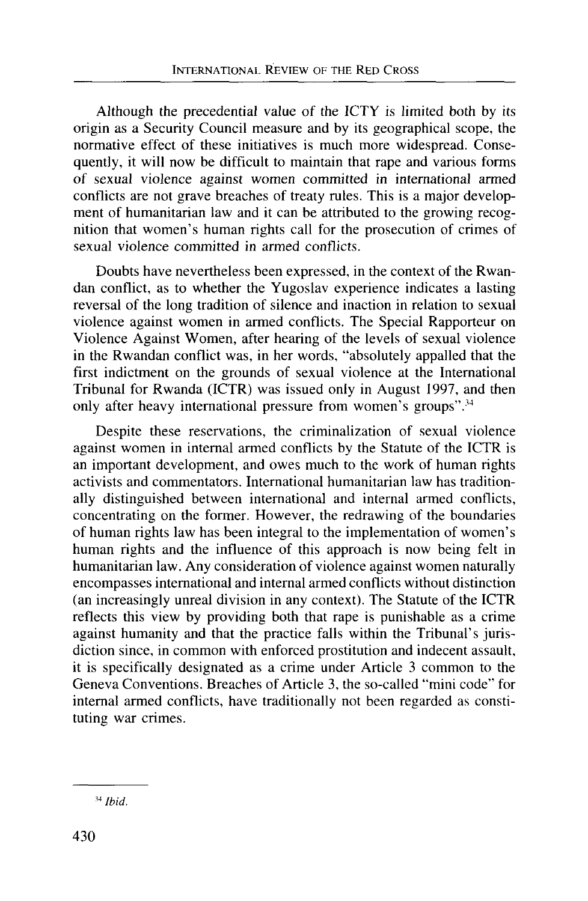Although the precedential value of the ICTY is limited both by its origin as a Security Council measure and by its geographical scope, the normative effect of these initiatives is much more widespread. Consequently, it will now be difficult to maintain that rape and various forms of sexual violence against women committed in international armed conflicts are not grave breaches of treaty rules. This is a major development of humanitarian law and it can be attributed to the growing recognition that women's human rights call for the prosecution of crimes of sexual violence committed in armed conflicts.

Doubts have nevertheless been expressed, in the context of the Rwandan conflict, as to whether the Yugoslav experience indicates a lasting reversal of the long tradition of silence and inaction in relation to sexual violence against women in armed conflicts. The Special Rapporteur on Violence Against Women, after hearing of the levels of sexual violence in the Rwandan conflict was, in her words, "absolutely appalled that the first indictment on the grounds of sexual violence at the International Tribunal for Rwanda (ICTR) was issued only in August 1997, and then only after heavy international pressure from women's groups".[34]

Despite these reservations, the criminalization of sexual violence against women in internal armed conflicts by the Statute of the ICTR is an important development, and owes much to the work of human rights activists and commentators. International humanitarian law has traditionally distinguished between international and internal armed conflicts, concentrating on the former. However, the redrawing of the boundaries of human rights law has been integral to the implementation of women's human rights and the influence of this approach is now being felt in humanitarian law. Any consideration of violence against women naturally encompasses international and internal armed conflicts without distinction (an increasingly unreal division in any context). The Statute of the ICTR reflects this view by providing both that rape is punishable as a crime against humanity and that the practice falls within the Tribunal's jurisdiction since, in common with enforced prostitution and indecent assault, it is specifically designated as a crime under Article 3 common to the Geneva Conventions. Breaches of Article 3, the so-called "mini code" for internal armed conflicts, have traditionally not been regarded as constituting war crimes.

---

[34] *Ibid.*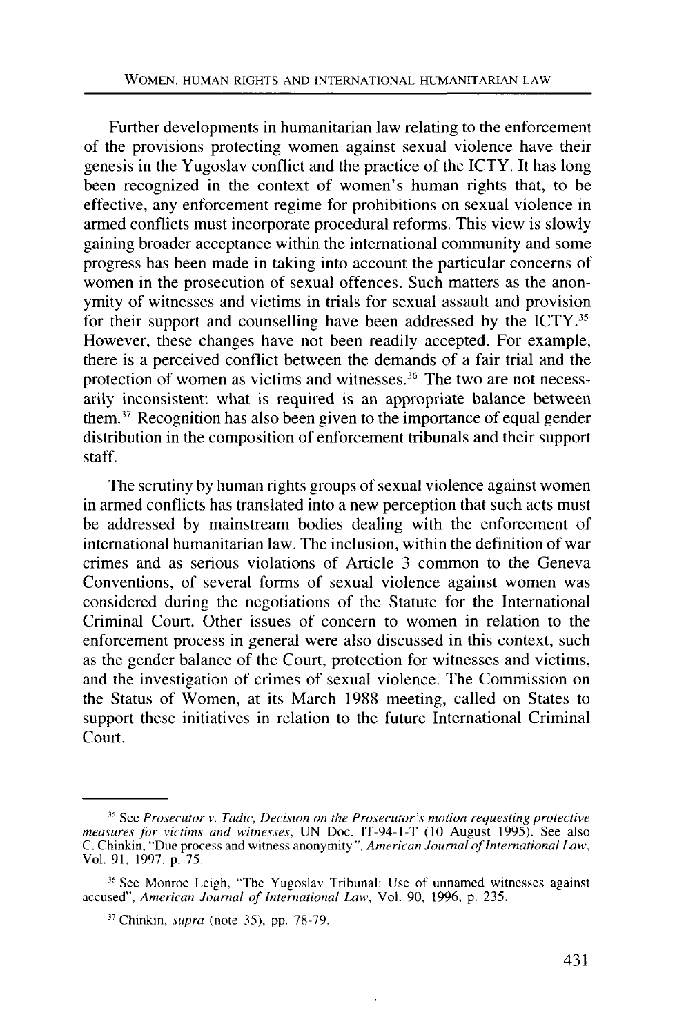Further developments in humanitarian law relating to the enforcement of the provisions protecting women against sexual violence have their genesis in the Yugoslav conflict and the practice of the ICTY. It has long been recognized in the context of women's human rights that, to be effective, any enforcement regime for prohibitions on sexual violence in armed conflicts must incorporate procedural reforms. This view is slowly gaining broader acceptance within the international community and some progress has been made in taking into account the particular concerns of women in the prosecution of sexual offences. Such matters as the anonymity of witnesses and victims in trials for sexual assault and provision for their support and counselling have been addressed by the ICTY.[35] However, these changes have not been readily accepted. For example, there is a perceived conflict between the demands of a fair trial and the protection of women as victims and witnesses.[36] The two are not necessarily inconsistent: what is required is an appropriate balance between them.[37] Recognition has also been given to the importance of equal gender distribution in the composition of enforcement tribunals and their support staff.

The scrutiny by human rights groups of sexual violence against women in armed conflicts has translated into a new perception that such acts must be addressed by mainstream bodies dealing with the enforcement of international humanitarian law. The inclusion, within the definition of war crimes and as serious violations of Article 3 common to the Geneva Conventions, of several forms of sexual violence against women was considered during the negotiations of the Statute for the International Criminal Court. Other issues of concern to women in relation to the enforcement process in general were also discussed in this context, such as the gender balance of the Court, protection for witnesses and victims, and the investigation of crimes of sexual violence. The Commission on the Status of Women, at its March 1988 meeting, called on States to support these initiatives in relation to the future International Criminal Court.

---

[35] See *Prosecutor v. Tadic, Decision on the Prosecutor's motion requesting protective measures for victims and witnesses*, UN Doc. IT-94-1-T (10 August 1995). See also C. Chinkin, "Due process and witness anonymity", *American Journal of International Law*, Vol. 91, 1997, p. 75.

[36] See Monroe Leigh, "The Yugoslav Tribunal: Use of unnamed witnesses against accused", *American Journal of International Law*, Vol. 90, 1996, p. 235.

[37] Chinkin, *supra* (note 35), pp. 78-79.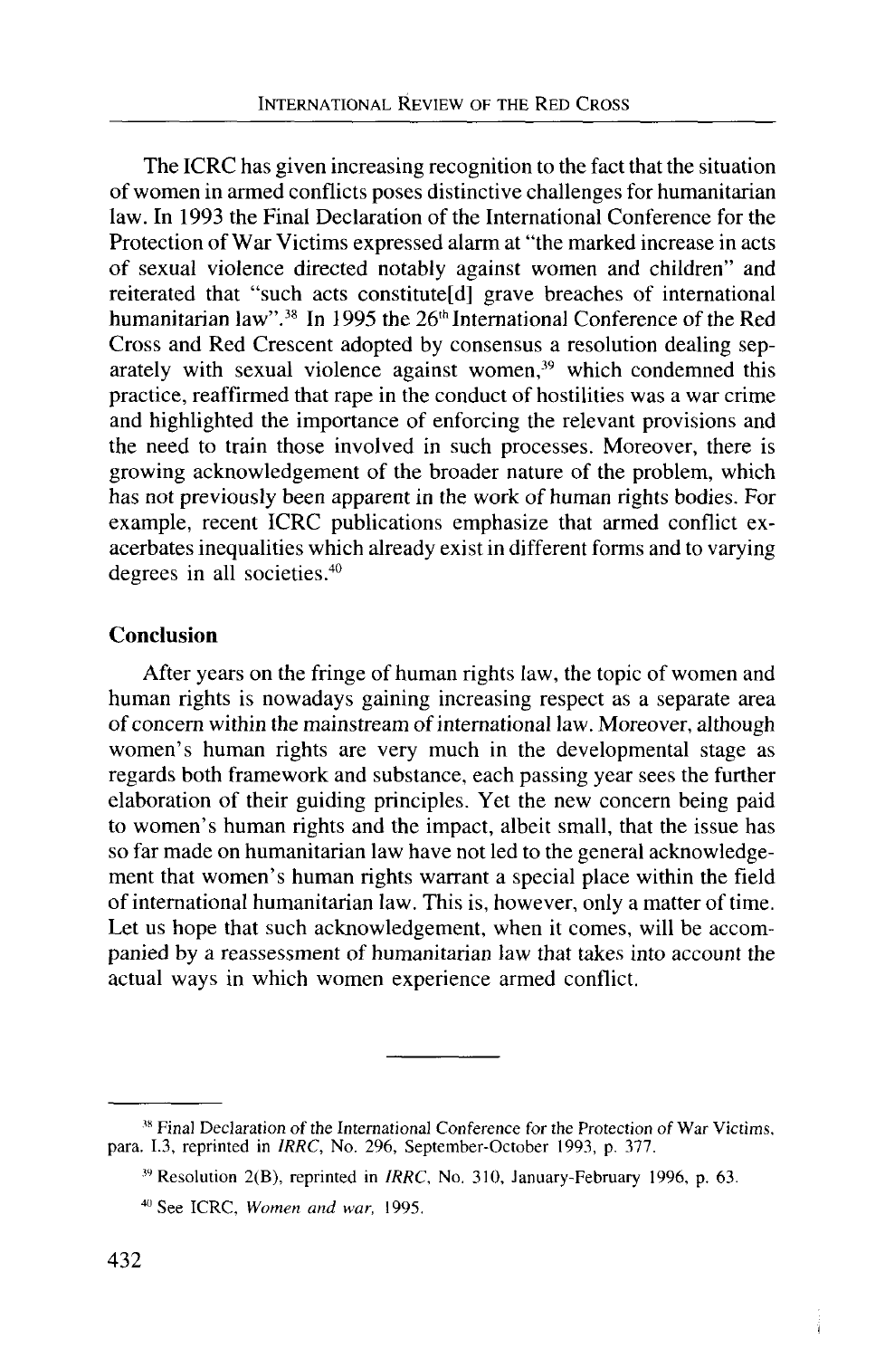The ICRC has given increasing recognition to the fact that the situation of women in armed conflicts poses distinctive challenges for humanitarian law. In 1993 the Final Declaration of the International Conference for the Protection of War Victims expressed alarm at "the marked increase in acts of sexual violence directed notably against women and children" and reiterated that "such acts constitute[d] grave breaches of international humanitarian law".[38] In 1995 the 26th International Conference of the Red Cross and Red Crescent adopted by consensus a resolution dealing separately with sexual violence against women,[39] which condemned this practice, reaffirmed that rape in the conduct of hostilities was a war crime and highlighted the importance of enforcing the relevant provisions and the need to train those involved in such processes. Moreover, there is growing acknowledgement of the broader nature of the problem, which has not previously been apparent in the work of human rights bodies. For example, recent ICRC publications emphasize that armed conflict exacerbates inequalities which already exist in different forms and to varying degrees in all societies.[40]

## Conclusion

After years on the fringe of human rights law, the topic of women and human rights is nowadays gaining increasing respect as a separate area of concern within the mainstream of international law. Moreover, although women's human rights are very much in the developmental stage as regards both framework and substance, each passing year sees the further elaboration of their guiding principles. Yet the new concern being paid to women's human rights and the impact, albeit small, that the issue has so far made on humanitarian law have not led to the general acknowledgement that women's human rights warrant a special place within the field of international humanitarian law. This is, however, only a matter of time. Let us hope that such acknowledgement, when it comes, will be accompanied by a reassessment of humanitarian law that takes into account the actual ways in which women experience armed conflict.

---

[38] Final Declaration of the International Conference for the Protection of War Victims, para. I.3, reprinted in *IRRC*, No. 296, September-October 1993, p. 377.

[39] Resolution 2(B), reprinted in *IRRC*, No. 310, January-February 1996, p. 63.

[40] See ICRC, *Women and war*, 1995.